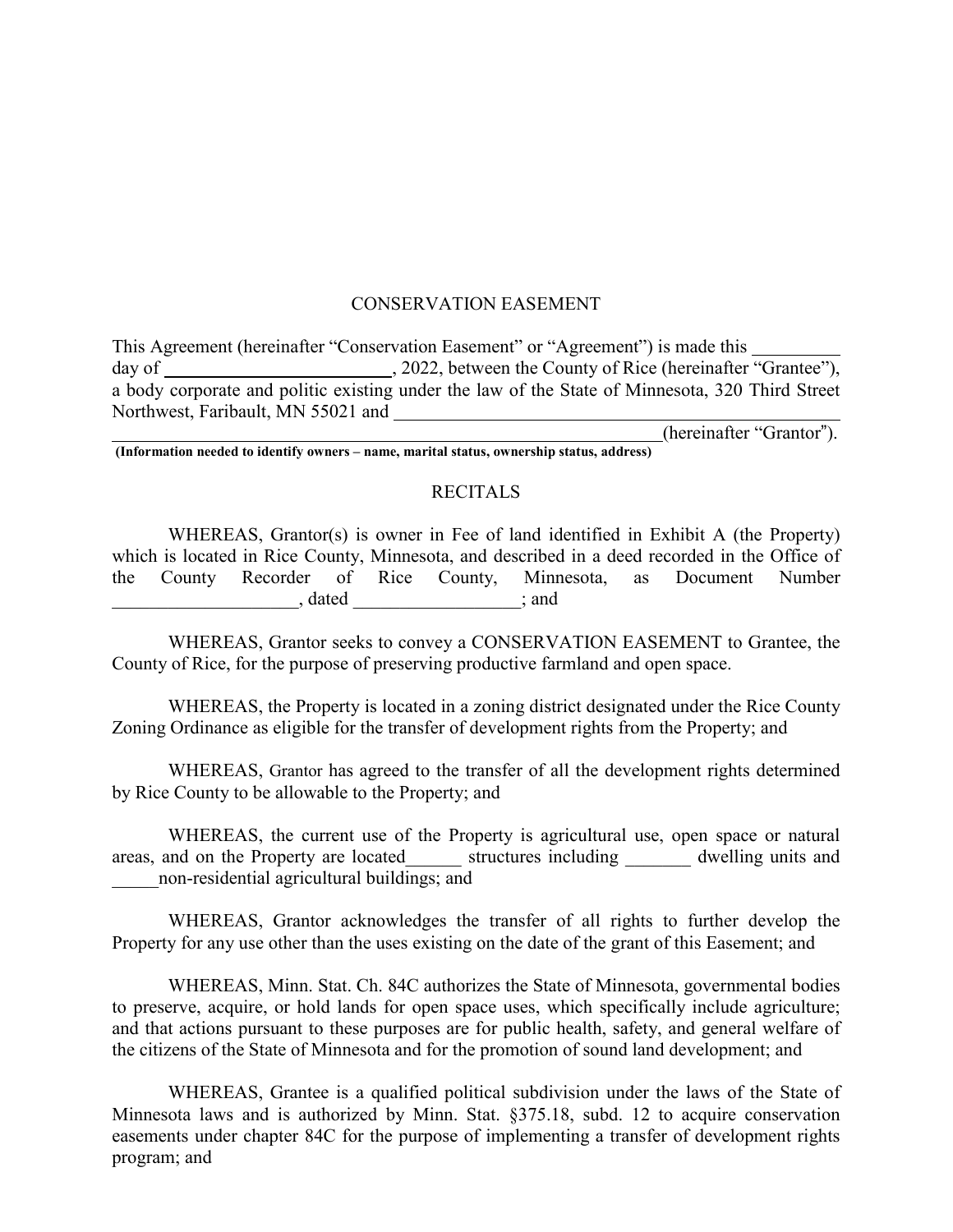# CONSERVATION EASEMENT

This Agreement (hereinafter "Conservation Easement" or "Agreement") is made this __________ day of __________________________, 2022, between the County of Rice (hereinafter "Grantee"), a body corporate and politic existing under the law of the State of Minnesota, 320 Third Street Northwest, Faribault, MN 55021 and ________________________________________________ ______________________________________________________________(hereinafter "Grantor").

**(Information needed to identify owners – name, marital status, ownership status, address)**

## RECITALS

WHEREAS, Grantor(s) is owner in Fee of land identified in Exhibit A (the Property) which is located in Rice County, Minnesota, and described in a deed recorded in the Office of the County Recorder of Rice County, Minnesota, as Document Number ____________________, dated __________________; and

WHEREAS, Grantor seeks to convey a CONSERVATION EASEMENT to Grantee, the County of Rice, for the purpose of preserving productive farmland and open space.

WHEREAS, the Property is located in a zoning district designated under the Rice County Zoning Ordinance as eligible for the transfer of development rights from the Property; and

WHEREAS, Grantor has agreed to the transfer of all the development rights determined by Rice County to be allowable to the Property; and

WHEREAS, the current use of the Property is agricultural use, open space or natural areas, and on the Property are located______ structures including _______ dwelling units and _____non-residential agricultural buildings; and

WHEREAS, Grantor acknowledges the transfer of all rights to further develop the Property for any use other than the uses existing on the date of the grant of this Easement; and

WHEREAS, Minn. Stat. Ch. 84C authorizes the State of Minnesota, governmental bodies to preserve, acquire, or hold lands for open space uses, which specifically include agriculture; and that actions pursuant to these purposes are for public health, safety, and general welfare of the citizens of the State of Minnesota and for the promotion of sound land development; and

WHEREAS, Grantee is a qualified political subdivision under the laws of the State of Minnesota laws and is authorized by Minn. Stat. §375.18, subd. 12 to acquire conservation easements under chapter 84C for the purpose of implementing a transfer of development rights program; and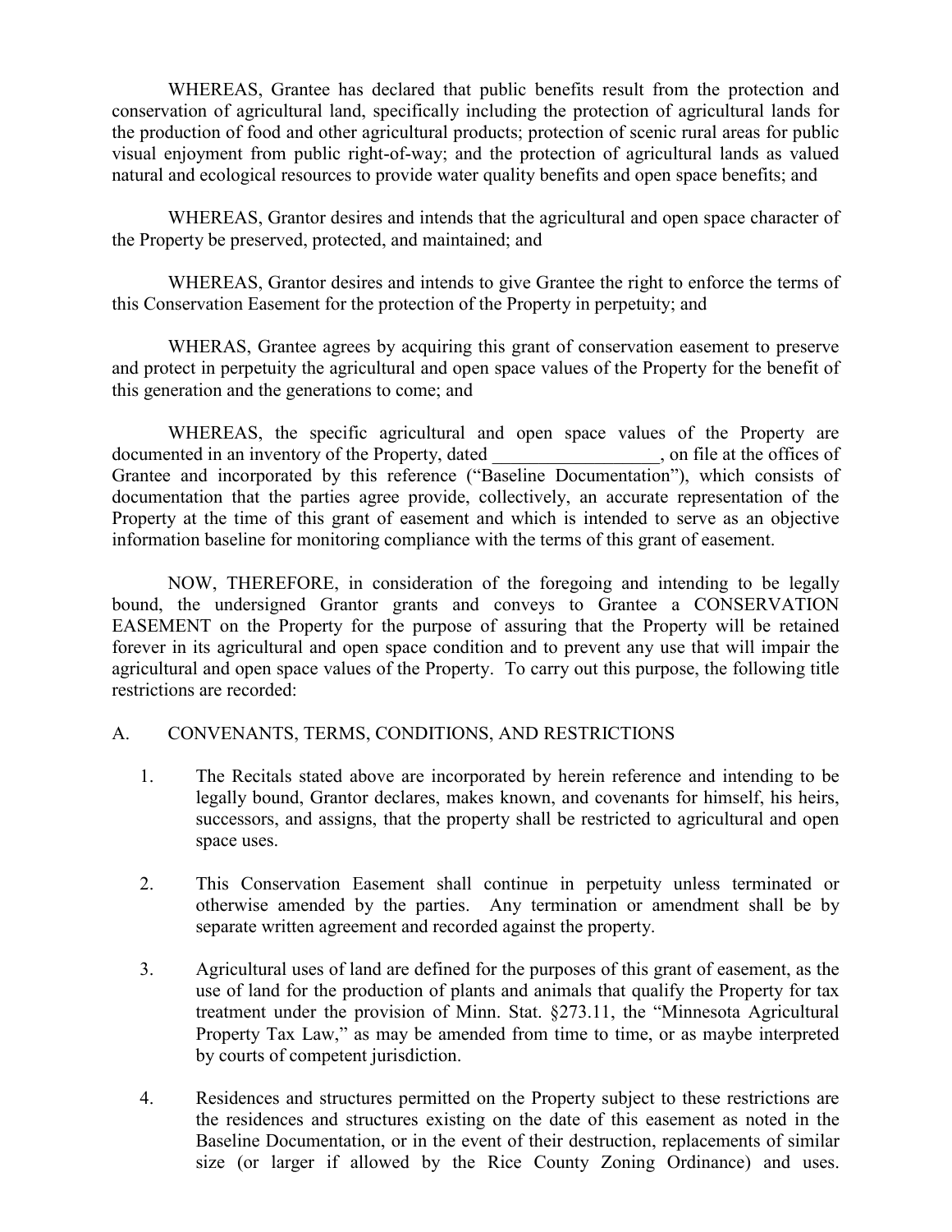WHEREAS, Grantee has declared that public benefits result from the protection and conservation of agricultural land, specifically including the protection of agricultural lands for the production of food and other agricultural products; protection of scenic rural areas for public visual enjoyment from public right-of-way; and the protection of agricultural lands as valued natural and ecological resources to provide water quality benefits and open space benefits; and

WHEREAS, Grantor desires and intends that the agricultural and open space character of the Property be preserved, protected, and maintained; and

WHEREAS, Grantor desires and intends to give Grantee the right to enforce the terms of this Conservation Easement for the protection of the Property in perpetuity; and

WHERAS, Grantee agrees by acquiring this grant of conservation easement to preserve and protect in perpetuity the agricultural and open space values of the Property for the benefit of this generation and the generations to come; and

WHEREAS, the specific agricultural and open space values of the Property are documented in an inventory of the Property, dated __________________, on file at the offices of Grantee and incorporated by this reference ("Baseline Documentation"), which consists of documentation that the parties agree provide, collectively, an accurate representation of the Property at the time of this grant of easement and which is intended to serve as an objective information baseline for monitoring compliance with the terms of this grant of easement.

NOW, THEREFORE, in consideration of the foregoing and intending to be legally bound, the undersigned Grantor grants and conveys to Grantee a CONSERVATION EASEMENT on the Property for the purpose of assuring that the Property will be retained forever in its agricultural and open space condition and to prevent any use that will impair the agricultural and open space values of the Property. To carry out this purpose, the following title restrictions are recorded:

A. CONVENANTS, TERMS, CONDITIONS, AND RESTRICTIONS

1. The Recitals stated above are incorporated by herein reference and intending to be legally bound, Grantor declares, makes known, and covenants for himself, his heirs, successors, and assigns, that the property shall be restricted to agricultural and open space uses.

2. This Conservation Easement shall continue in perpetuity unless terminated or otherwise amended by the parties. Any termination or amendment shall be by separate written agreement and recorded against the property.

3. Agricultural uses of land are defined for the purposes of this grant of easement, as the use of land for the production of plants and animals that qualify the Property for tax treatment under the provision of Minn. Stat. §273.11, the "Minnesota Agricultural Property Tax Law," as may be amended from time to time, or as maybe interpreted by courts of competent jurisdiction.

4. Residences and structures permitted on the Property subject to these restrictions are the residences and structures existing on the date of this easement as noted in the Baseline Documentation, or in the event of their destruction, replacements of similar size (or larger if allowed by the Rice County Zoning Ordinance) and uses.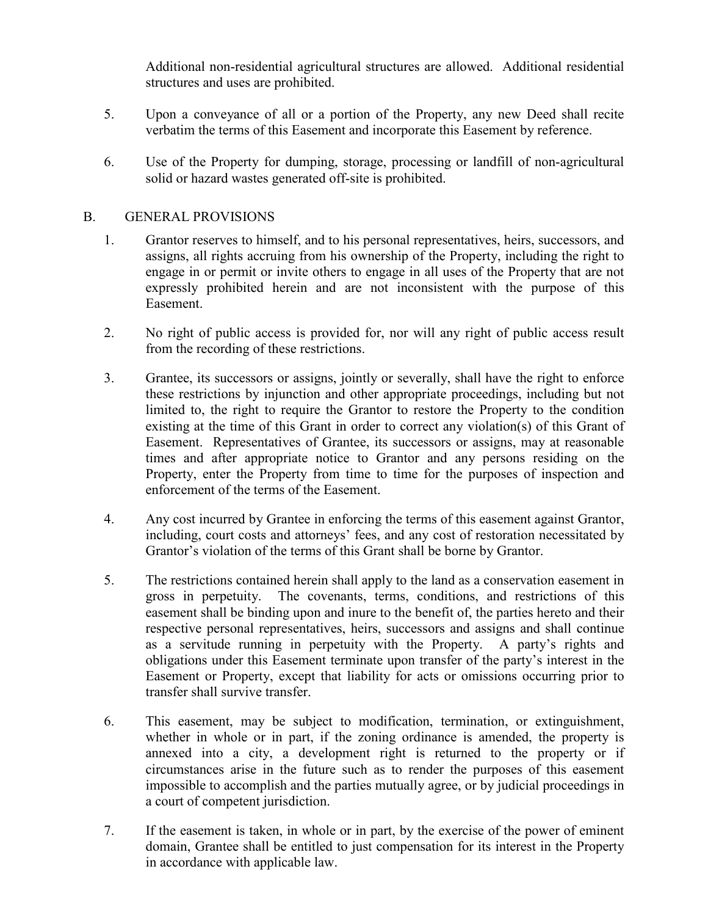Additional non-residential agricultural structures are allowed. Additional residential structures and uses are prohibited.

5. Upon a conveyance of all or a portion of the Property, any new Deed shall recite verbatim the terms of this Easement and incorporate this Easement by reference.

6. Use of the Property for dumping, storage, processing or landfill of non-agricultural solid or hazard wastes generated off-site is prohibited.

## B. GENERAL PROVISIONS

1. Grantor reserves to himself, and to his personal representatives, heirs, successors, and assigns, all rights accruing from his ownership of the Property, including the right to engage in or permit or invite others to engage in all uses of the Property that are not expressly prohibited herein and are not inconsistent with the purpose of this Easement.

2. No right of public access is provided for, nor will any right of public access result from the recording of these restrictions.

3. Grantee, its successors or assigns, jointly or severally, shall have the right to enforce these restrictions by injunction and other appropriate proceedings, including but not limited to, the right to require the Grantor to restore the Property to the condition existing at the time of this Grant in order to correct any violation(s) of this Grant of Easement. Representatives of Grantee, its successors or assigns, may at reasonable times and after appropriate notice to Grantor and any persons residing on the Property, enter the Property from time to time for the purposes of inspection and enforcement of the terms of the Easement.

4. Any cost incurred by Grantee in enforcing the terms of this easement against Grantor, including, court costs and attorneys' fees, and any cost of restoration necessitated by Grantor's violation of the terms of this Grant shall be borne by Grantor.

5. The restrictions contained herein shall apply to the land as a conservation easement in gross in perpetuity. The covenants, terms, conditions, and restrictions of this easement shall be binding upon and inure to the benefit of, the parties hereto and their respective personal representatives, heirs, successors and assigns and shall continue as a servitude running in perpetuity with the Property. A party's rights and obligations under this Easement terminate upon transfer of the party's interest in the Easement or Property, except that liability for acts or omissions occurring prior to transfer shall survive transfer.

6. This easement, may be subject to modification, termination, or extinguishment, whether in whole or in part, if the zoning ordinance is amended, the property is annexed into a city, a development right is returned to the property or if circumstances arise in the future such as to render the purposes of this easement impossible to accomplish and the parties mutually agree, or by judicial proceedings in a court of competent jurisdiction.

7. If the easement is taken, in whole or in part, by the exercise of the power of eminent domain, Grantee shall be entitled to just compensation for its interest in the Property in accordance with applicable law.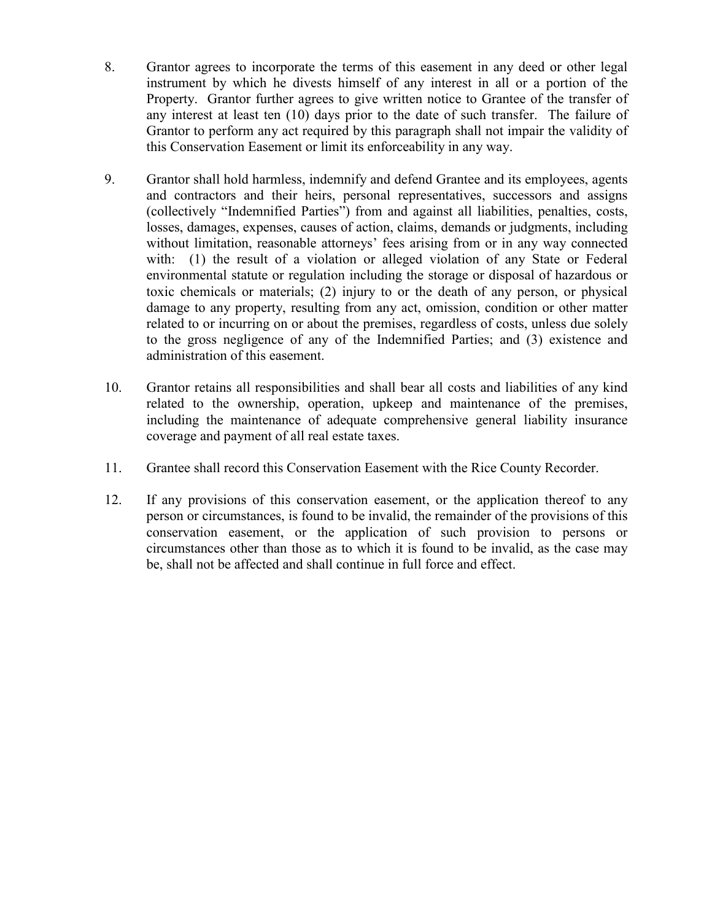8. Grantor agrees to incorporate the terms of this easement in any deed or other legal instrument by which he divests himself of any interest in all or a portion of the Property. Grantor further agrees to give written notice to Grantee of the transfer of any interest at least ten (10) days prior to the date of such transfer. The failure of Grantor to perform any act required by this paragraph shall not impair the validity of this Conservation Easement or limit its enforceability in any way.

9. Grantor shall hold harmless, indemnify and defend Grantee and its employees, agents and contractors and their heirs, personal representatives, successors and assigns (collectively "Indemnified Parties") from and against all liabilities, penalties, costs, losses, damages, expenses, causes of action, claims, demands or judgments, including without limitation, reasonable attorneys' fees arising from or in any way connected with: (1) the result of a violation or alleged violation of any State or Federal environmental statute or regulation including the storage or disposal of hazardous or toxic chemicals or materials; (2) injury to or the death of any person, or physical damage to any property, resulting from any act, omission, condition or other matter related to or incurring on or about the premises, regardless of costs, unless due solely to the gross negligence of any of the Indemnified Parties; and (3) existence and administration of this easement.

10. Grantor retains all responsibilities and shall bear all costs and liabilities of any kind related to the ownership, operation, upkeep and maintenance of the premises, including the maintenance of adequate comprehensive general liability insurance coverage and payment of all real estate taxes.

11. Grantee shall record this Conservation Easement with the Rice County Recorder.

12. If any provisions of this conservation easement, or the application thereof to any person or circumstances, is found to be invalid, the remainder of the provisions of this conservation easement, or the application of such provision to persons or circumstances other than those as to which it is found to be invalid, as the case may be, shall not be affected and shall continue in full force and effect.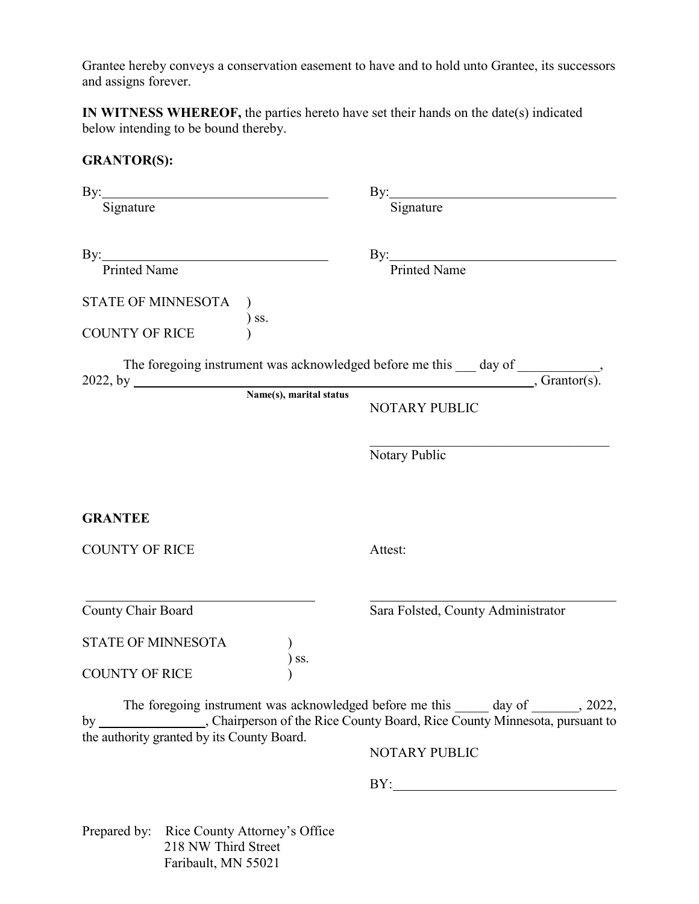Grantee hereby conveys a conservation easement to have and to hold unto Grantee, its successors and assigns forever.

**IN WITNESS WHEREOF,** the parties hereto have set their hands on the date(s) indicated below intending to be bound thereby.

**GRANTOR(S):**

By:\_\_\_\_\_\_\_\_\_\_\_\_\_\_\_\_\_\_\_\_\_\_\_\_\_\_\_\_\_\_
Signature

By:\_\_\_\_\_\_\_\_\_\_\_\_\_\_\_\_\_\_\_\_\_\_\_\_\_\_\_\_\_\_
Signature

By:\_\_\_\_\_\_\_\_\_\_\_\_\_\_\_\_\_\_\_\_\_\_\_\_\_\_\_\_\_\_
Printed Name

By:\_\_\_\_\_\_\_\_\_\_\_\_\_\_\_\_\_\_\_\_\_\_\_\_\_\_\_\_\_\_
Printed Name

STATE OF MINNESOTA )
) ss.
COUNTY OF RICE )

The foregoing instrument was acknowledged before me this \_\_\_ day of \_\_\_\_\_\_\_\_\_\_\_\_, 2022, by \_\_\_\_\_\_\_\_\_\_\_\_\_\_\_\_\_\_\_\_\_\_\_\_\_\_\_\_\_\_\_\_\_\_\_\_\_\_\_\_\_\_\_\_\_\_\_\_, Grantor(s).
**Name(s), marital status**

NOTARY PUBLIC

\_\_\_\_\_\_\_\_\_\_\_\_\_\_\_\_\_\_\_\_\_\_\_\_\_\_\_\_\_\_
Notary Public

**GRANTEE**

COUNTY OF RICE

\_\_\_\_\_\_\_\_\_\_\_\_\_\_\_\_\_\_\_\_\_\_\_\_\_\_\_\_\_\_
County Chair Board

Attest:

\_\_\_\_\_\_\_\_\_\_\_\_\_\_\_\_\_\_\_\_\_\_\_\_\_\_\_\_\_\_
Sara Folsted, County Administrator

STATE OF MINNESOTA )
) ss.
COUNTY OF RICE )

The foregoing instrument was acknowledged before me this \_\_\_\_\_ day of \_\_\_\_\_\_\_, 2022, by \_\_\_\_\_\_\_\_\_\_\_\_\_\_\_\_, Chairperson of the Rice County Board, Rice County Minnesota, pursuant to the authority granted by its County Board.

NOTARY PUBLIC

BY:\_\_\_\_\_\_\_\_\_\_\_\_\_\_\_\_\_\_\_\_\_\_\_\_\_\_\_\_\_\_

Prepared by: Rice County Attorney's Office
218 NW Third Street
Faribault, MN 55021